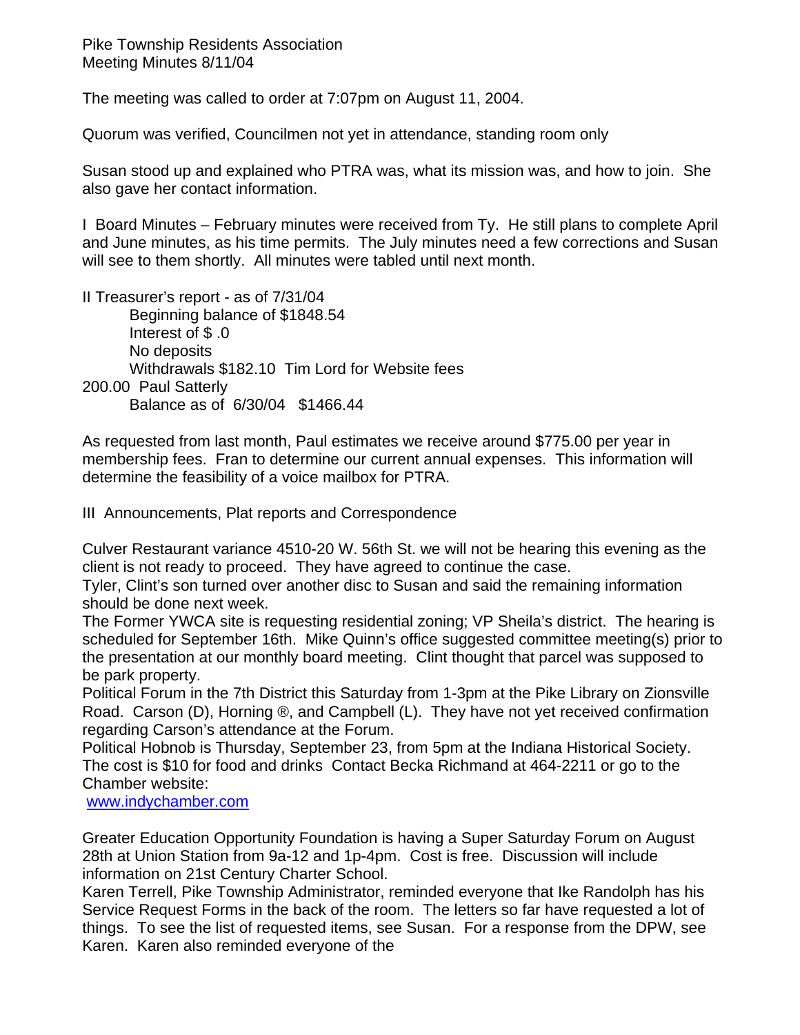Pike Township Residents Association
Meeting Minutes 8/11/04

The meeting was called to order at 7:07pm on August 11, 2004.

Quorum was verified, Councilmen not yet in attendance, standing room only

Susan stood up and explained who PTRA was, what its mission was, and how to join. She also gave her contact information.

I Board Minutes – February minutes were received from Ty. He still plans to complete April and June minutes, as his time permits. The July minutes need a few corrections and Susan will see to them shortly. All minutes were tabled until next month.

II Treasurer's report - as of 7/31/04
    Beginning balance of $1848.54
    Interest of $ .0
    No deposits
    Withdrawals $182.10 Tim Lord for Website fees
200.00 Paul Satterly
    Balance as of 6/30/04 $1466.44

As requested from last month, Paul estimates we receive around $775.00 per year in membership fees. Fran to determine our current annual expenses. This information will determine the feasibility of a voice mailbox for PTRA.

III Announcements, Plat reports and Correspondence

Culver Restaurant variance 4510-20 W. 56th St. we will not be hearing this evening as the client is not ready to proceed. They have agreed to continue the case.
Tyler, Clint's son turned over another disc to Susan and said the remaining information should be done next week.
The Former YWCA site is requesting residential zoning; VP Sheila's district. The hearing is scheduled for September 16th. Mike Quinn's office suggested committee meeting(s) prior to the presentation at our monthly board meeting. Clint thought that parcel was supposed to be park property.
Political Forum in the 7th District this Saturday from 1-3pm at the Pike Library on Zionsville Road. Carson (D), Horning ®, and Campbell (L). They have not yet received confirmation regarding Carson's attendance at the Forum.
Political Hobnob is Thursday, September 23, from 5pm at the Indiana Historical Society. The cost is $10 for food and drinks Contact Becka Richmand at 464-2211 or go to the Chamber website:
www.indychamber.com

Greater Education Opportunity Foundation is having a Super Saturday Forum on August 28th at Union Station from 9a-12 and 1p-4pm. Cost is free. Discussion will include information on 21st Century Charter School.
Karen Terrell, Pike Township Administrator, reminded everyone that Ike Randolph has his Service Request Forms in the back of the room. The letters so far have requested a lot of things. To see the list of requested items, see Susan. For a response from the DPW, see Karen. Karen also reminded everyone of the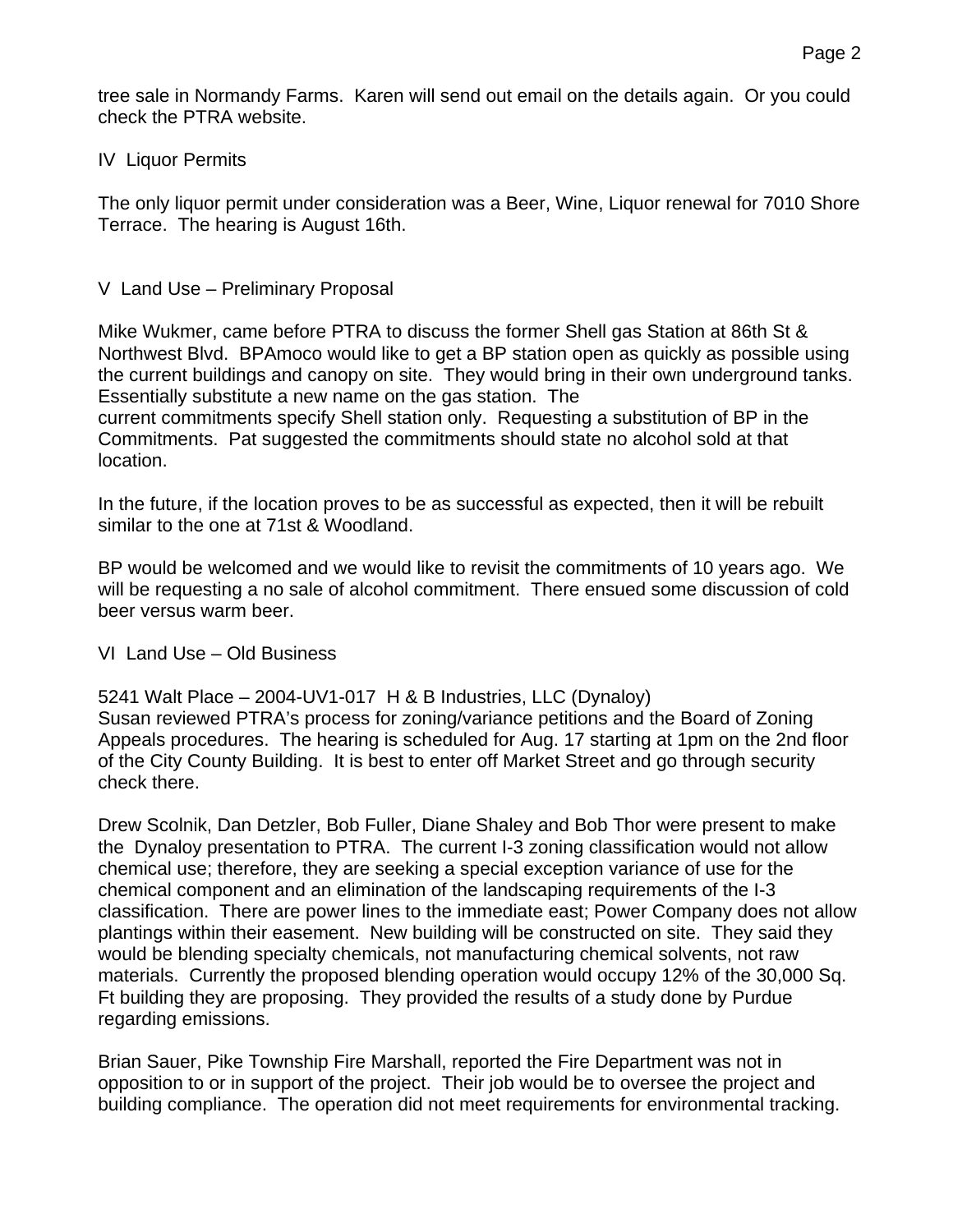tree sale in Normandy Farms. Karen will send out email on the details again. Or you could check the PTRA website.

## IV Liquor Permits

The only liquor permit under consideration was a Beer, Wine, Liquor renewal for 7010 Shore Terrace. The hearing is August 16th.

## V Land Use – Preliminary Proposal

Mike Wukmer, came before PTRA to discuss the former Shell gas Station at 86th St & Northwest Blvd. BPAmoco would like to get a BP station open as quickly as possible using the current buildings and canopy on site. They would bring in their own underground tanks. Essentially substitute a new name on the gas station. The current commitments specify Shell station only. Requesting a substitution of BP in the Commitments. Pat suggested the commitments should state no alcohol sold at that location.

In the future, if the location proves to be as successful as expected, then it will be rebuilt similar to the one at 71st & Woodland.

BP would be welcomed and we would like to revisit the commitments of 10 years ago. We will be requesting a no sale of alcohol commitment. There ensued some discussion of cold beer versus warm beer.

## VI Land Use – Old Business

5241 Walt Place – 2004-UV1-017 H & B Industries, LLC (Dynaloy)
Susan reviewed PTRA's process for zoning/variance petitions and the Board of Zoning Appeals procedures. The hearing is scheduled for Aug. 17 starting at 1pm on the 2nd floor of the City County Building. It is best to enter off Market Street and go through security check there.

Drew Scolnik, Dan Detzler, Bob Fuller, Diane Shaley and Bob Thor were present to make the Dynaloy presentation to PTRA. The current I-3 zoning classification would not allow chemical use; therefore, they are seeking a special exception variance of use for the chemical component and an elimination of the landscaping requirements of the I-3 classification. There are power lines to the immediate east; Power Company does not allow plantings within their easement. New building will be constructed on site. They said they would be blending specialty chemicals, not manufacturing chemical solvents, not raw materials. Currently the proposed blending operation would occupy 12% of the 30,000 Sq. Ft building they are proposing. They provided the results of a study done by Purdue regarding emissions.

Brian Sauer, Pike Township Fire Marshall, reported the Fire Department was not in opposition to or in support of the project. Their job would be to oversee the project and building compliance. The operation did not meet requirements for environmental tracking.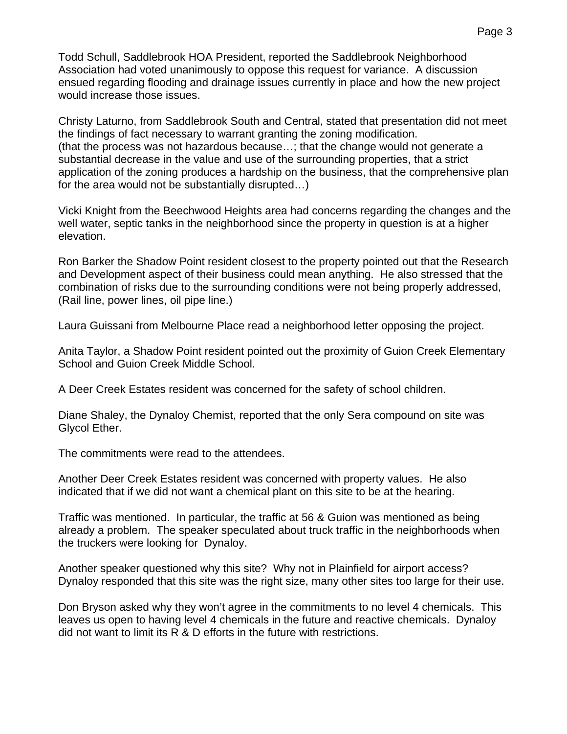Todd Schull, Saddlebrook HOA President, reported the Saddlebrook Neighborhood Association had voted unanimously to oppose this request for variance. A discussion ensued regarding flooding and drainage issues currently in place and how the new project would increase those issues.

Christy Laturno, from Saddlebrook South and Central, stated that presentation did not meet the findings of fact necessary to warrant granting the zoning modification.
(that the process was not hazardous because…; that the change would not generate a substantial decrease in the value and use of the surrounding properties, that a strict application of the zoning produces a hardship on the business, that the comprehensive plan for the area would not be substantially disrupted…)

Vicki Knight from the Beechwood Heights area had concerns regarding the changes and the well water, septic tanks in the neighborhood since the property in question is at a higher elevation.

Ron Barker the Shadow Point resident closest to the property pointed out that the Research and Development aspect of their business could mean anything. He also stressed that the combination of risks due to the surrounding conditions were not being properly addressed, (Rail line, power lines, oil pipe line.)

Laura Guissani from Melbourne Place read a neighborhood letter opposing the project.

Anita Taylor, a Shadow Point resident pointed out the proximity of Guion Creek Elementary School and Guion Creek Middle School.

A Deer Creek Estates resident was concerned for the safety of school children.

Diane Shaley, the Dynaloy Chemist, reported that the only Sera compound on site was Glycol Ether.

The commitments were read to the attendees.

Another Deer Creek Estates resident was concerned with property values. He also indicated that if we did not want a chemical plant on this site to be at the hearing.

Traffic was mentioned. In particular, the traffic at 56 & Guion was mentioned as being already a problem. The speaker speculated about truck traffic in the neighborhoods when the truckers were looking for Dynaloy.

Another speaker questioned why this site? Why not in Plainfield for airport access? Dynaloy responded that this site was the right size, many other sites too large for their use.

Don Bryson asked why they won't agree in the commitments to no level 4 chemicals. This leaves us open to having level 4 chemicals in the future and reactive chemicals. Dynaloy did not want to limit its R & D efforts in the future with restrictions.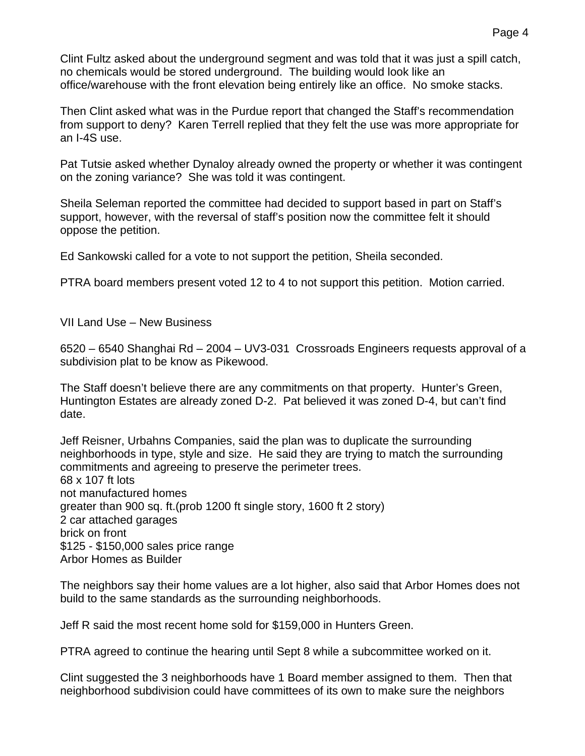Clint Fultz asked about the underground segment and was told that it was just a spill catch, no chemicals would be stored underground. The building would look like an office/warehouse with the front elevation being entirely like an office. No smoke stacks.

Then Clint asked what was in the Purdue report that changed the Staff's recommendation from support to deny? Karen Terrell replied that they felt the use was more appropriate for an I-4S use.

Pat Tutsie asked whether Dynaloy already owned the property or whether it was contingent on the zoning variance? She was told it was contingent.

Sheila Seleman reported the committee had decided to support based in part on Staff's support, however, with the reversal of staff's position now the committee felt it should oppose the petition.

Ed Sankowski called for a vote to not support the petition, Sheila seconded.

PTRA board members present voted 12 to 4 to not support this petition. Motion carried.

VII Land Use – New Business

6520 – 6540 Shanghai Rd – 2004 – UV3-031 Crossroads Engineers requests approval of a subdivision plat to be know as Pikewood.

The Staff doesn't believe there are any commitments on that property. Hunter's Green, Huntington Estates are already zoned D-2. Pat believed it was zoned D-4, but can't find date.

Jeff Reisner, Urbahns Companies, said the plan was to duplicate the surrounding neighborhoods in type, style and size. He said they are trying to match the surrounding commitments and agreeing to preserve the perimeter trees.
68 x 107 ft lots
not manufactured homes
greater than 900 sq. ft.(prob 1200 ft single story, 1600 ft 2 story)
2 car attached garages
brick on front
$125 - $150,000 sales price range
Arbor Homes as Builder

The neighbors say their home values are a lot higher, also said that Arbor Homes does not build to the same standards as the surrounding neighborhoods.

Jeff R said the most recent home sold for $159,000 in Hunters Green.

PTRA agreed to continue the hearing until Sept 8 while a subcommittee worked on it.

Clint suggested the 3 neighborhoods have 1 Board member assigned to them. Then that neighborhood subdivision could have committees of its own to make sure the neighbors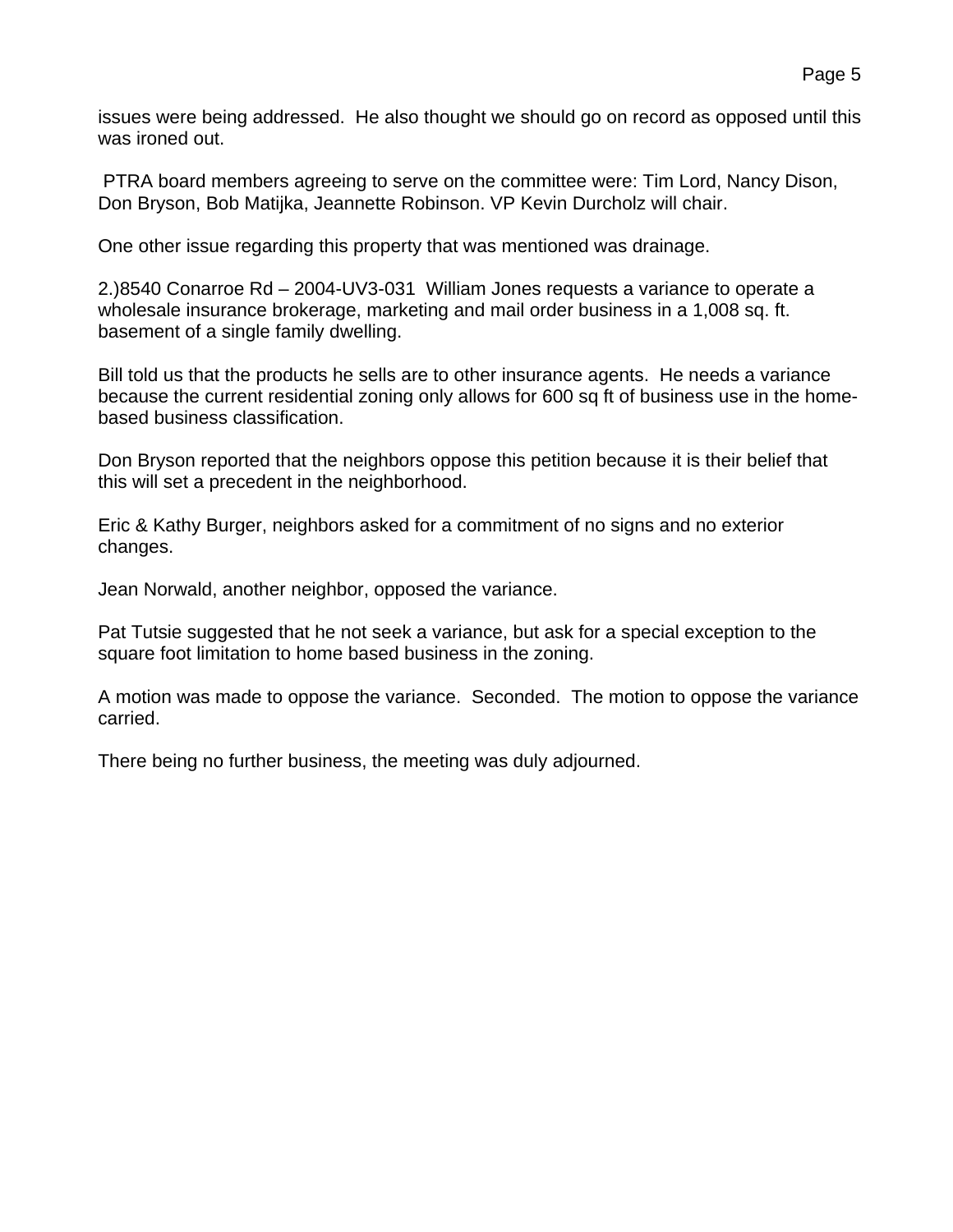issues were being addressed. He also thought we should go on record as opposed until this was ironed out.

PTRA board members agreeing to serve on the committee were: Tim Lord, Nancy Dison, Don Bryson, Bob Matijka, Jeannette Robinson. VP Kevin Durcholz will chair.

One other issue regarding this property that was mentioned was drainage.

2.)8540 Conarroe Rd – 2004-UV3-031 William Jones requests a variance to operate a wholesale insurance brokerage, marketing and mail order business in a 1,008 sq. ft. basement of a single family dwelling.

Bill told us that the products he sells are to other insurance agents. He needs a variance because the current residential zoning only allows for 600 sq ft of business use in the home-based business classification.

Don Bryson reported that the neighbors oppose this petition because it is their belief that this will set a precedent in the neighborhood.

Eric & Kathy Burger, neighbors asked for a commitment of no signs and no exterior changes.

Jean Norwald, another neighbor, opposed the variance.

Pat Tutsie suggested that he not seek a variance, but ask for a special exception to the square foot limitation to home based business in the zoning.

A motion was made to oppose the variance. Seconded. The motion to oppose the variance carried.

There being no further business, the meeting was duly adjourned.